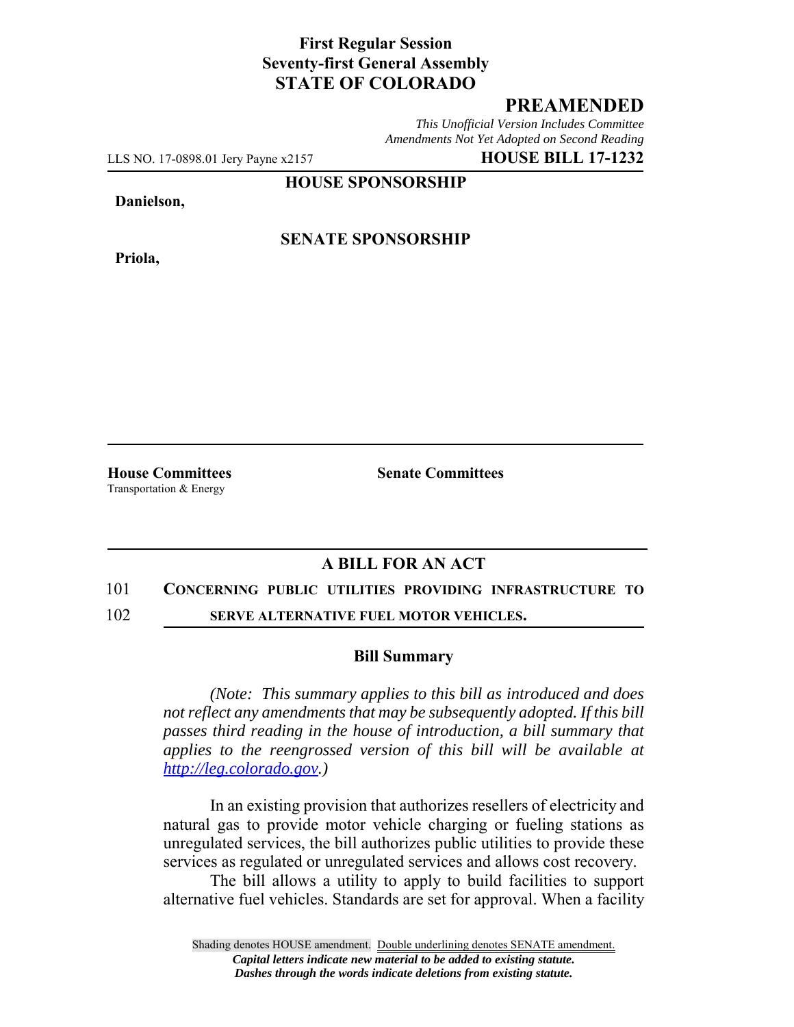**First Regular Session**
**Seventy-first General Assembly**
**STATE OF COLORADO**

## PREAMENDED

*This Unofficial Version Includes Committee Amendments Not Yet Adopted on Second Reading*

LLS NO. 17-0898.01 Jery Payne x2157 **HOUSE BILL 17-1232**

**HOUSE SPONSORSHIP**

**Danielson,**

**SENATE SPONSORSHIP**

**Priola,**

**House Committees**
Transportation & Energy

**Senate Committees**

## A BILL FOR AN ACT

101 **CONCERNING PUBLIC UTILITIES PROVIDING INFRASTRUCTURE TO**
102 **SERVE ALTERNATIVE FUEL MOTOR VEHICLES.**

### Bill Summary

*(Note: This summary applies to this bill as introduced and does not reflect any amendments that may be subsequently adopted. If this bill passes third reading in the house of introduction, a bill summary that applies to the reengrossed version of this bill will be available at http://leg.colorado.gov.)*

In an existing provision that authorizes resellers of electricity and natural gas to provide motor vehicle charging or fueling stations as unregulated services, the bill authorizes public utilities to provide these services as regulated or unregulated services and allows cost recovery.

The bill allows a utility to apply to build facilities to support alternative fuel vehicles. Standards are set for approval. When a facility

Shading denotes HOUSE amendment. Double underlining denotes SENATE amendment.
*Capital letters indicate new material to be added to existing statute.*
*Dashes through the words indicate deletions from existing statute.*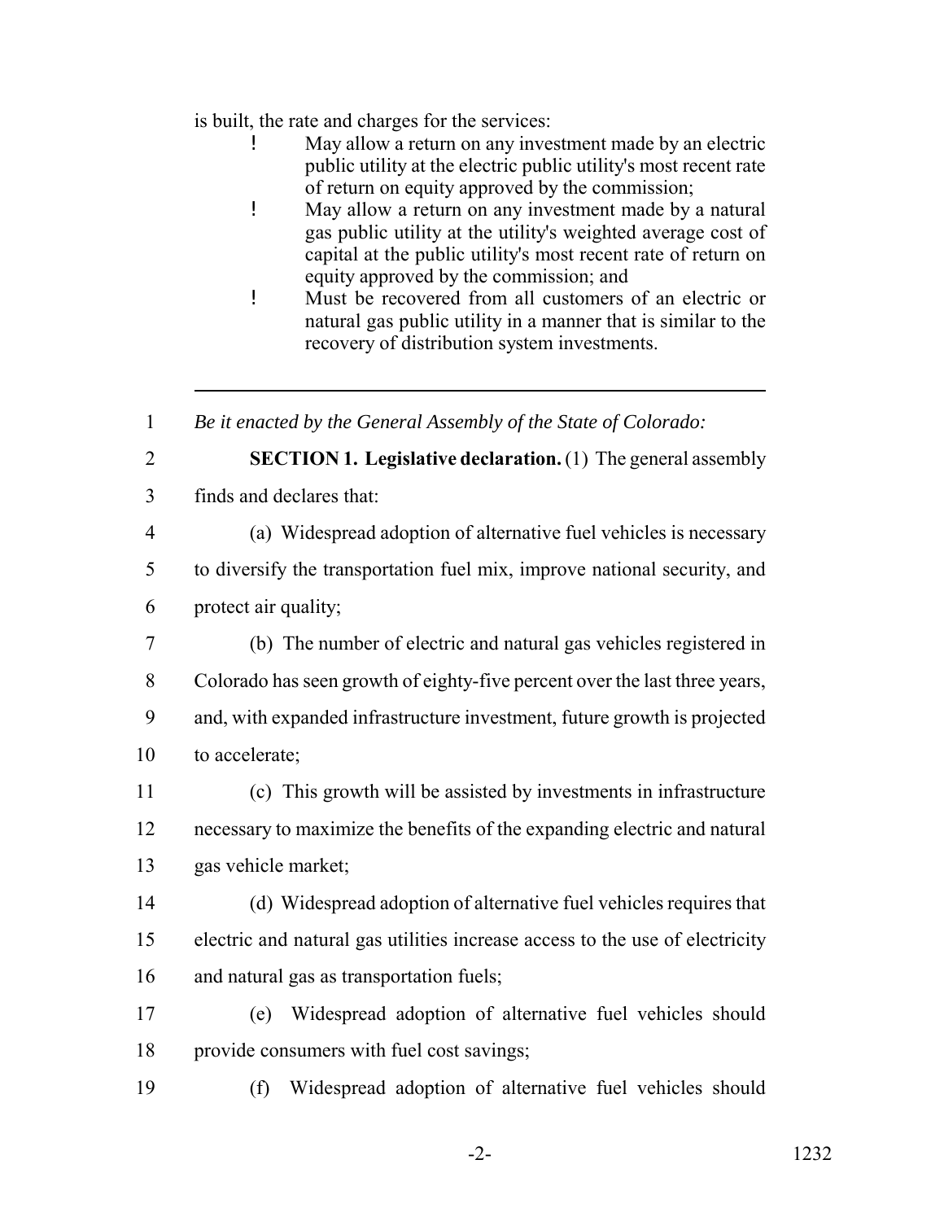is built, the rate and charges for the services:

- May allow a return on any investment made by an electric public utility at the electric public utility's most recent rate of return on equity approved by the commission;
- May allow a return on any investment made by a natural gas public utility at the utility's weighted average cost of capital at the public utility's most recent rate of return on equity approved by the commission; and
- Must be recovered from all customers of an electric or natural gas public utility in a manner that is similar to the recovery of distribution system investments.

---

*Be it enacted by the General Assembly of the State of Colorado:*

**SECTION 1. Legislative declaration.** (1) The general assembly finds and declares that:

(a) Widespread adoption of alternative fuel vehicles is necessary to diversify the transportation fuel mix, improve national security, and protect air quality;

(b) The number of electric and natural gas vehicles registered in Colorado has seen growth of eighty-five percent over the last three years, and, with expanded infrastructure investment, future growth is projected to accelerate;

(c) This growth will be assisted by investments in infrastructure necessary to maximize the benefits of the expanding electric and natural gas vehicle market;

(d) Widespread adoption of alternative fuel vehicles requires that electric and natural gas utilities increase access to the use of electricity and natural gas as transportation fuels;

(e) Widespread adoption of alternative fuel vehicles should provide consumers with fuel cost savings;

(f) Widespread adoption of alternative fuel vehicles should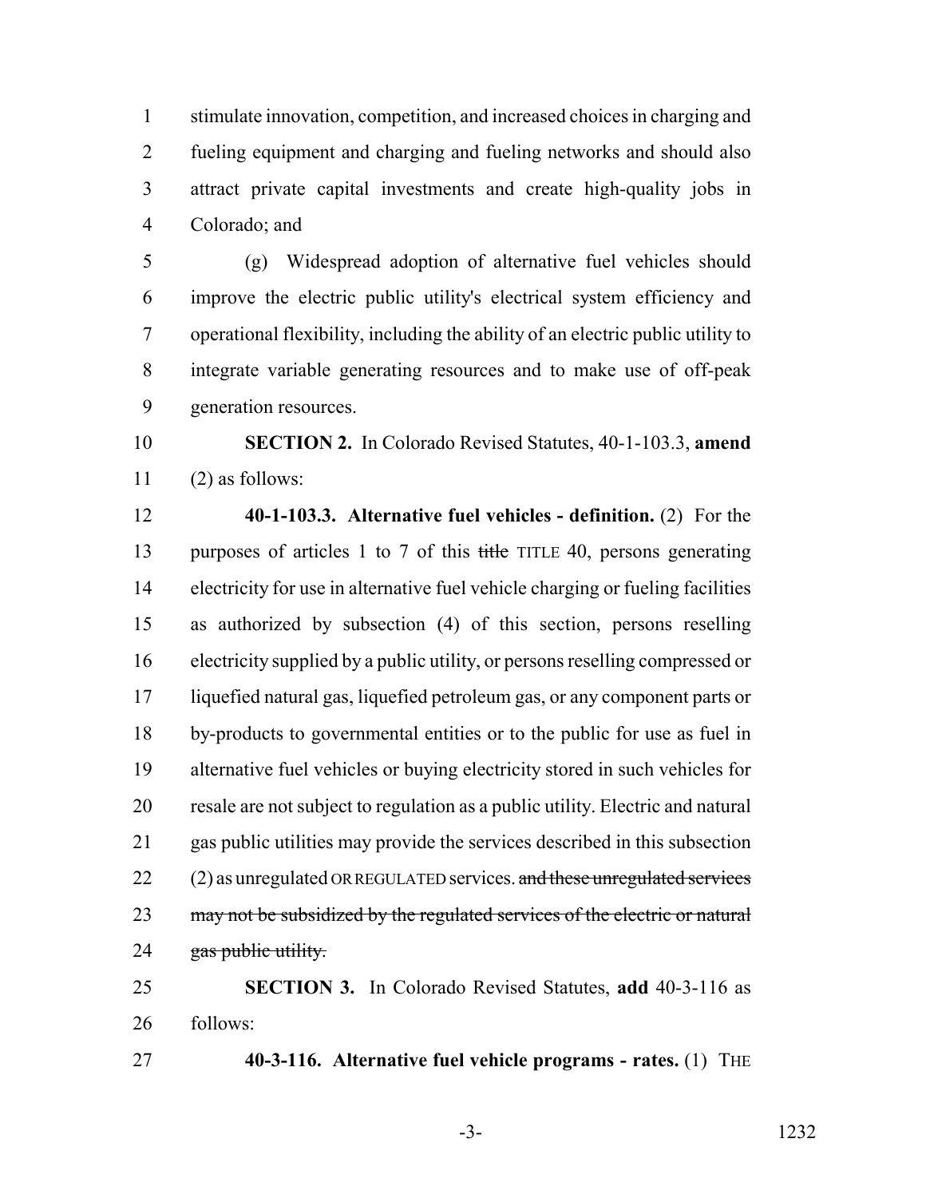stimulate innovation, competition, and increased choices in charging and fueling equipment and charging and fueling networks and should also attract private capital investments and create high-quality jobs in Colorado; and

(g) Widespread adoption of alternative fuel vehicles should improve the electric public utility's electrical system efficiency and operational flexibility, including the ability of an electric public utility to integrate variable generating resources and to make use of off-peak generation resources.

**SECTION 2.** In Colorado Revised Statutes, 40-1-103.3, **amend** (2) as follows:

**40-1-103.3. Alternative fuel vehicles - definition.** (2) For the purposes of articles 1 to 7 of this ~~title~~ TITLE 40, persons generating electricity for use in alternative fuel vehicle charging or fueling facilities as authorized by subsection (4) of this section, persons reselling electricity supplied by a public utility, or persons reselling compressed or liquefied natural gas, liquefied petroleum gas, or any component parts or by-products to governmental entities or to the public for use as fuel in alternative fuel vehicles or buying electricity stored in such vehicles for resale are not subject to regulation as a public utility. Electric and natural gas public utilities may provide the services described in this subsection (2) as unregulated OR REGULATED services. ~~and these unregulated services may not be subsidized by the regulated services of the electric or natural gas public utility.~~

**SECTION 3.** In Colorado Revised Statutes, **add** 40-3-116 as follows:

**40-3-116. Alternative fuel vehicle programs - rates.** (1) THE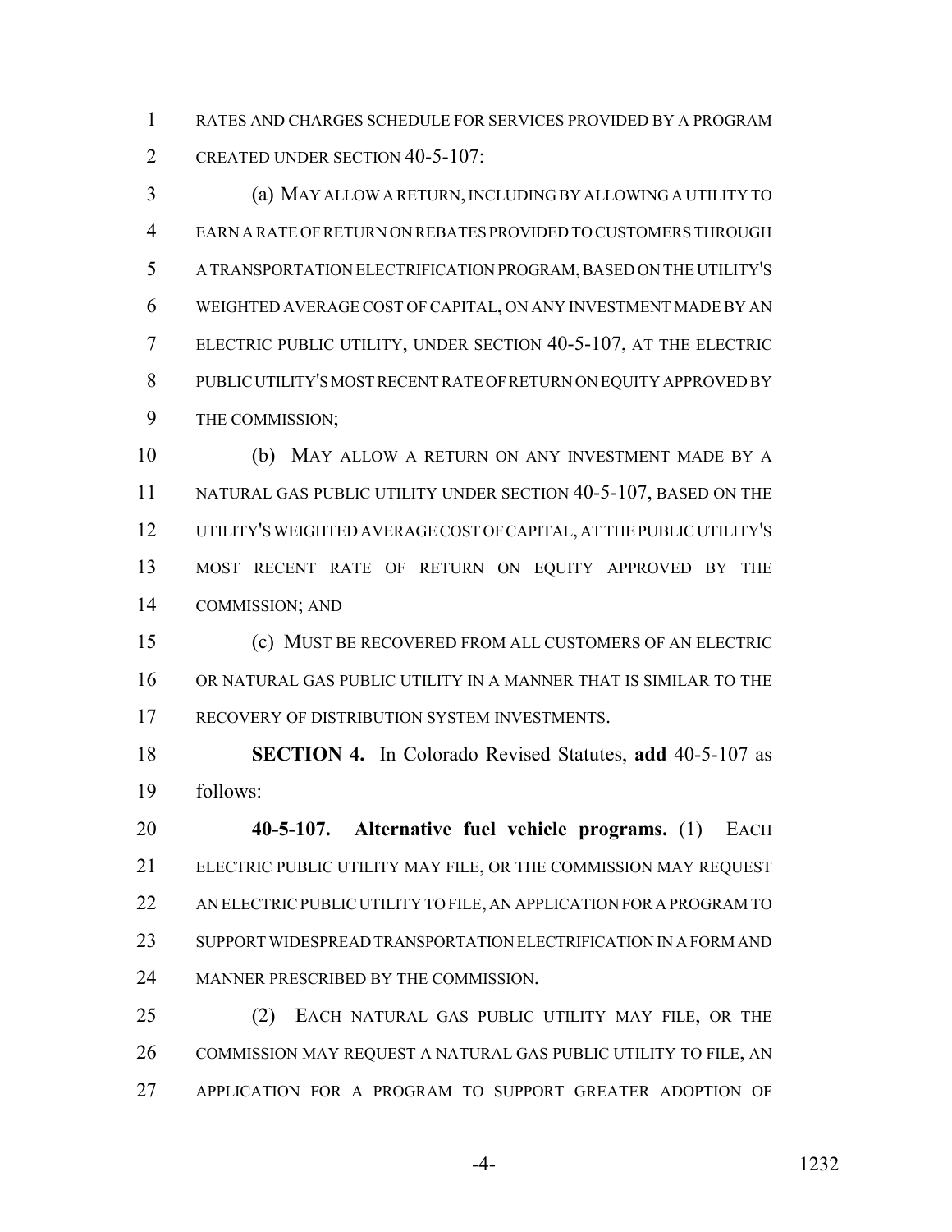RATES AND CHARGES SCHEDULE FOR SERVICES PROVIDED BY A PROGRAM CREATED UNDER SECTION 40-5-107:

(a) MAY ALLOW A RETURN, INCLUDING BY ALLOWING A UTILITY TO EARN A RATE OF RETURN ON REBATES PROVIDED TO CUSTOMERS THROUGH A TRANSPORTATION ELECTRIFICATION PROGRAM, BASED ON THE UTILITY'S WEIGHTED AVERAGE COST OF CAPITAL, ON ANY INVESTMENT MADE BY AN ELECTRIC PUBLIC UTILITY, UNDER SECTION 40-5-107, AT THE ELECTRIC PUBLIC UTILITY'S MOST RECENT RATE OF RETURN ON EQUITY APPROVED BY THE COMMISSION;

(b) MAY ALLOW A RETURN ON ANY INVESTMENT MADE BY A NATURAL GAS PUBLIC UTILITY UNDER SECTION 40-5-107, BASED ON THE UTILITY'S WEIGHTED AVERAGE COST OF CAPITAL, AT THE PUBLIC UTILITY'S MOST RECENT RATE OF RETURN ON EQUITY APPROVED BY THE COMMISSION; AND

(c) MUST BE RECOVERED FROM ALL CUSTOMERS OF AN ELECTRIC OR NATURAL GAS PUBLIC UTILITY IN A MANNER THAT IS SIMILAR TO THE RECOVERY OF DISTRIBUTION SYSTEM INVESTMENTS.

**SECTION 4.** In Colorado Revised Statutes, **add** 40-5-107 as follows:

**40-5-107. Alternative fuel vehicle programs.** (1) EACH ELECTRIC PUBLIC UTILITY MAY FILE, OR THE COMMISSION MAY REQUEST AN ELECTRIC PUBLIC UTILITY TO FILE, AN APPLICATION FOR A PROGRAM TO SUPPORT WIDESPREAD TRANSPORTATION ELECTRIFICATION IN A FORM AND MANNER PRESCRIBED BY THE COMMISSION.

(2) EACH NATURAL GAS PUBLIC UTILITY MAY FILE, OR THE COMMISSION MAY REQUEST A NATURAL GAS PUBLIC UTILITY TO FILE, AN APPLICATION FOR A PROGRAM TO SUPPORT GREATER ADOPTION OF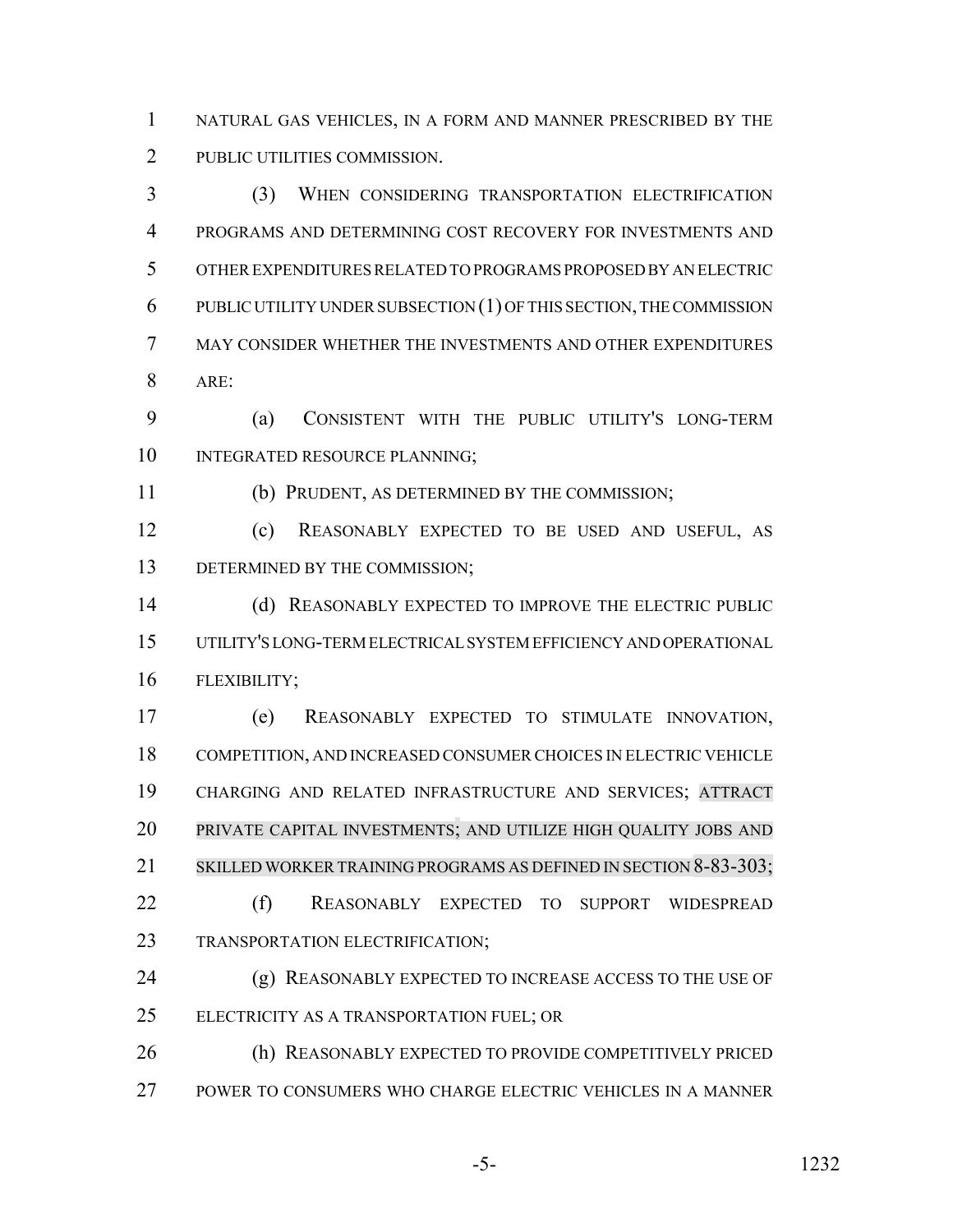NATURAL GAS VEHICLES, IN A FORM AND MANNER PRESCRIBED BY THE PUBLIC UTILITIES COMMISSION.

(3) WHEN CONSIDERING TRANSPORTATION ELECTRIFICATION PROGRAMS AND DETERMINING COST RECOVERY FOR INVESTMENTS AND OTHER EXPENDITURES RELATED TO PROGRAMS PROPOSED BY AN ELECTRIC PUBLIC UTILITY UNDER SUBSECTION (1) OF THIS SECTION, THE COMMISSION MAY CONSIDER WHETHER THE INVESTMENTS AND OTHER EXPENDITURES ARE:

(a) CONSISTENT WITH THE PUBLIC UTILITY'S LONG-TERM INTEGRATED RESOURCE PLANNING;

(b) PRUDENT, AS DETERMINED BY THE COMMISSION;

(c) REASONABLY EXPECTED TO BE USED AND USEFUL, AS DETERMINED BY THE COMMISSION;

(d) REASONABLY EXPECTED TO IMPROVE THE ELECTRIC PUBLIC UTILITY'S LONG-TERM ELECTRICAL SYSTEM EFFICIENCY AND OPERATIONAL FLEXIBILITY;

(e) REASONABLY EXPECTED TO STIMULATE INNOVATION, COMPETITION, AND INCREASED CONSUMER CHOICES IN ELECTRIC VEHICLE CHARGING AND RELATED INFRASTRUCTURE AND SERVICES; ATTRACT PRIVATE CAPITAL INVESTMENTS; AND UTILIZE HIGH QUALITY JOBS AND SKILLED WORKER TRAINING PROGRAMS AS DEFINED IN SECTION 8-83-303;

(f) REASONABLY EXPECTED TO SUPPORT WIDESPREAD TRANSPORTATION ELECTRIFICATION;

(g) REASONABLY EXPECTED TO INCREASE ACCESS TO THE USE OF ELECTRICITY AS A TRANSPORTATION FUEL; OR

(h) REASONABLY EXPECTED TO PROVIDE COMPETITIVELY PRICED POWER TO CONSUMERS WHO CHARGE ELECTRIC VEHICLES IN A MANNER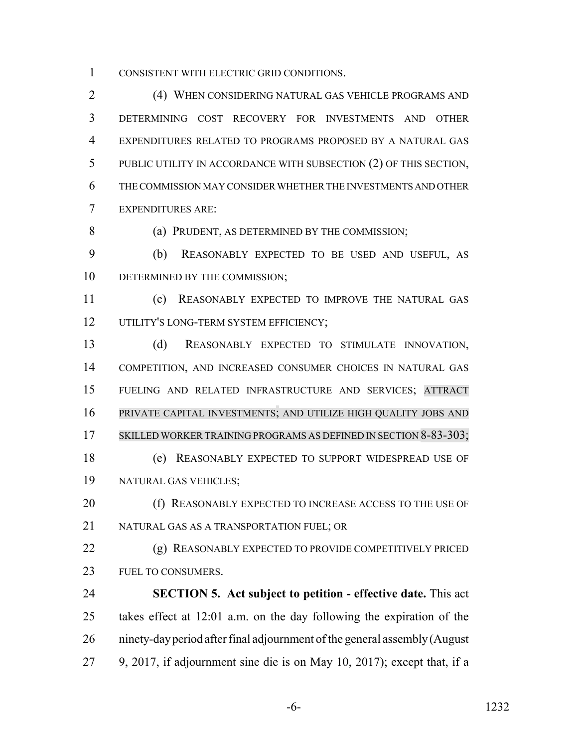CONSISTENT WITH ELECTRIC GRID CONDITIONS.

(4) WHEN CONSIDERING NATURAL GAS VEHICLE PROGRAMS AND DETERMINING COST RECOVERY FOR INVESTMENTS AND OTHER EXPENDITURES RELATED TO PROGRAMS PROPOSED BY A NATURAL GAS PUBLIC UTILITY IN ACCORDANCE WITH SUBSECTION (2) OF THIS SECTION, THE COMMISSION MAY CONSIDER WHETHER THE INVESTMENTS AND OTHER EXPENDITURES ARE:

(a) PRUDENT, AS DETERMINED BY THE COMMISSION;

(b) REASONABLY EXPECTED TO BE USED AND USEFUL, AS DETERMINED BY THE COMMISSION;

(c) REASONABLY EXPECTED TO IMPROVE THE NATURAL GAS UTILITY'S LONG-TERM SYSTEM EFFICIENCY;

(d) REASONABLY EXPECTED TO STIMULATE INNOVATION, COMPETITION, AND INCREASED CONSUMER CHOICES IN NATURAL GAS FUELING AND RELATED INFRASTRUCTURE AND SERVICES; ATTRACT PRIVATE CAPITAL INVESTMENTS; AND UTILIZE HIGH QUALITY JOBS AND SKILLED WORKER TRAINING PROGRAMS AS DEFINED IN SECTION 8-83-303;

(e) REASONABLY EXPECTED TO SUPPORT WIDESPREAD USE OF NATURAL GAS VEHICLES;

(f) REASONABLY EXPECTED TO INCREASE ACCESS TO THE USE OF NATURAL GAS AS A TRANSPORTATION FUEL; OR

(g) REASONABLY EXPECTED TO PROVIDE COMPETITIVELY PRICED FUEL TO CONSUMERS.

**SECTION 5. Act subject to petition - effective date.** This act takes effect at 12:01 a.m. on the day following the expiration of the ninety-day period after final adjournment of the general assembly (August 9, 2017, if adjournment sine die is on May 10, 2017); except that, if a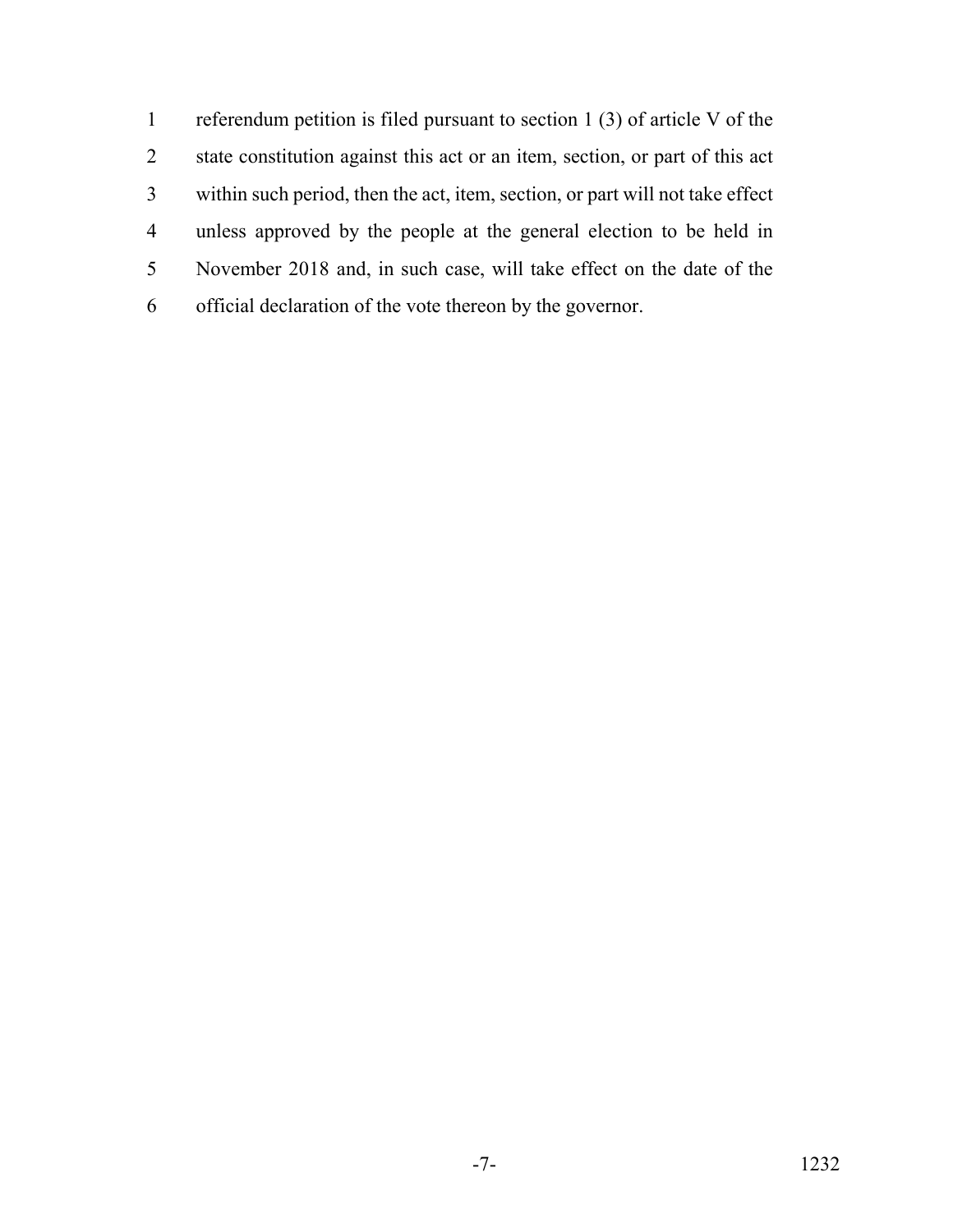referendum petition is filed pursuant to section 1 (3) of article V of the state constitution against this act or an item, section, or part of this act within such period, then the act, item, section, or part will not take effect unless approved by the people at the general election to be held in November 2018 and, in such case, will take effect on the date of the official declaration of the vote thereon by the governor.